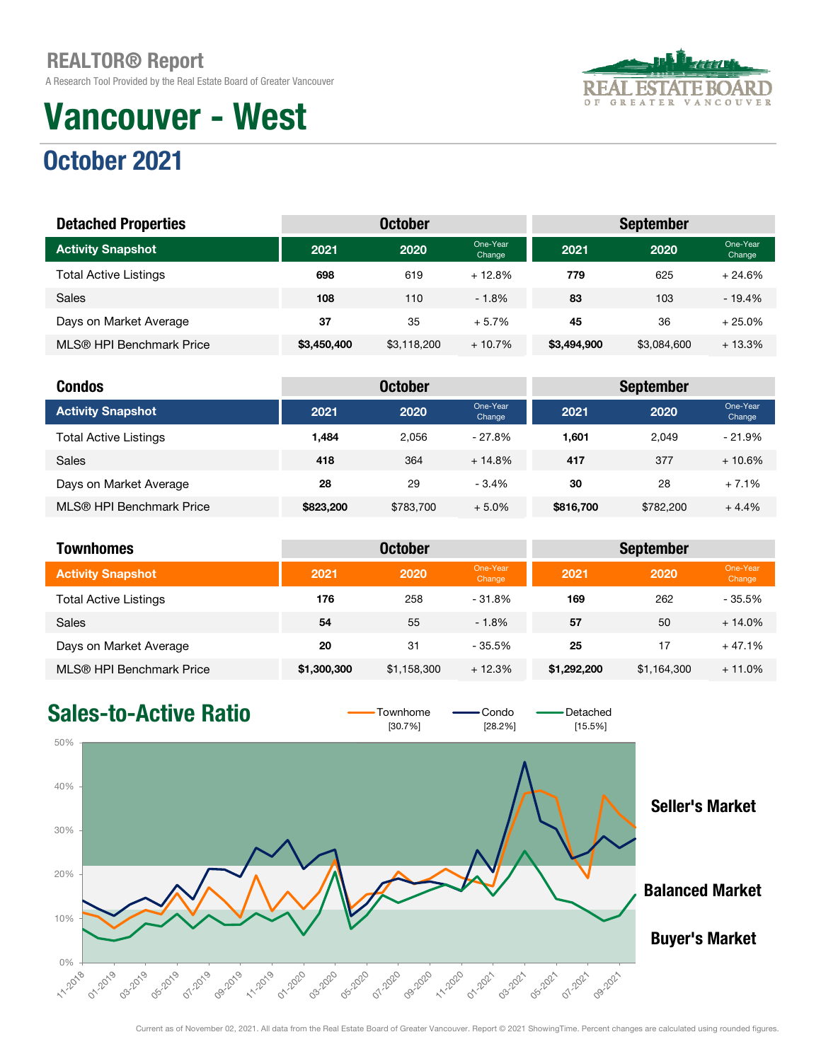# REALTOR® Report

A Research Tool Provided by the Real Estate Board of Greater Vancouver

# Vancouver - West

## October 2021

| Detached Properties | October | | | September | | |
|---|---|---|---|---|---|---|
| Activity Snapshot | 2021 | 2020 | One-Year Change | 2021 | 2020 | One-Year Change |
| Total Active Listings | **698** | 619 | + 12.8% | **779** | 625 | + 24.6% |
| Sales | **108** | 110 | - 1.8% | **83** | 103 | - 19.4% |
| Days on Market Average | **37** | 35 | + 5.7% | **45** | 36 | + 25.0% |
| MLS® HPI Benchmark Price | **$3,450,400** | $3,118,200 | + 10.7% | **$3,494,900** | $3,084,600 | + 13.3% |

| Condos | October | | | September | | |
|---|---|---|---|---|---|---|
| Activity Snapshot | 2021 | 2020 | One-Year Change | 2021 | 2020 | One-Year Change |
| Total Active Listings | **1,484** | 2,056 | - 27.8% | **1,601** | 2,049 | - 21.9% |
| Sales | **418** | 364 | + 14.8% | **417** | 377 | + 10.6% |
| Days on Market Average | **28** | 29 | - 3.4% | **30** | 28 | + 7.1% |
| MLS® HPI Benchmark Price | **$823,200** | $783,700 | + 5.0% | **$816,700** | $782,200 | + 4.4% |

| Townhomes | October | | | September | | |
|---|---|---|---|---|---|---|
| Activity Snapshot | 2021 | 2020 | One-Year Change | 2021 | 2020 | One-Year Change |
| Total Active Listings | **176** | 258 | - 31.8% | **169** | 262 | - 35.5% |
| Sales | **54** | 55 | - 1.8% | **57** | 50 | + 14.0% |
| Days on Market Average | **20** | 31 | - 35.5% | **25** | 17 | + 47.1% |
| MLS® HPI Benchmark Price | **$1,300,300** | $1,158,300 | + 12.3% | **$1,292,200** | $1,164,300 | + 11.0% |

## Sales-to-Active Ratio

Townhome [30.7%] Condo [28.2%] Detached [15.5%]

Seller's Market

Balanced Market

Buyer's Market

Current as of November 02, 2021. All data from the Real Estate Board of Greater Vancouver. Report © 2021 ShowingTime. Percent changes are calculated using rounded figures.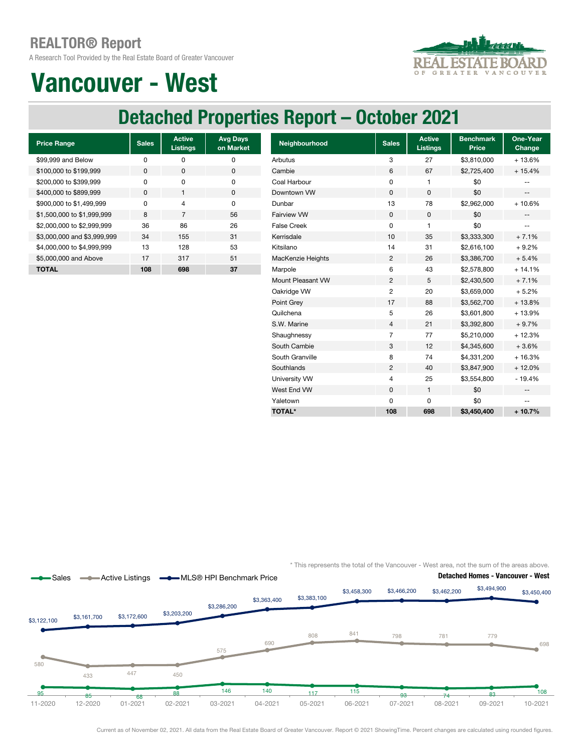# REALTOR® Report

A Research Tool Provided by the Real Estate Board of Greater Vancouver

# Vancouver - West

## Detached Properties Report – October 2021

| Price Range | Sales | Active Listings | Avg Days on Market |
|---|---|---|---|
| $99,999 and Below | 0 | 0 | 0 |
| $100,000 to $199,999 | 0 | 0 | 0 |
| $200,000 to $399,999 | 0 | 0 | 0 |
| $400,000 to $899,999 | 0 | 1 | 0 |
| $900,000 to $1,499,999 | 0 | 4 | 0 |
| $1,500,000 to $1,999,999 | 8 | 7 | 56 |
| $2,000,000 to $2,999,999 | 36 | 86 | 26 |
| $3,000,000 and $3,999,999 | 34 | 155 | 31 |
| $4,000,000 to $4,999,999 | 13 | 128 | 53 |
| $5,000,000 and Above | 17 | 317 | 51 |
| **TOTAL** | **108** | **698** | **37** |

| Neighbourhood | Sales | Active Listings | Benchmark Price | One-Year Change |
|---|---|---|---|---|
| Arbutus | 3 | 27 | $3,810,000 | + 13.6% |
| Cambie | 6 | 67 | $2,725,400 | + 15.4% |
| Coal Harbour | 0 | 1 | $0 | -- |
| Downtown VW | 0 | 0 | $0 | -- |
| Dunbar | 13 | 78 | $2,962,000 | + 10.6% |
| Fairview VW | 0 | 0 | $0 | -- |
| False Creek | 0 | 1 | $0 | -- |
| Kerrisdale | 10 | 35 | $3,333,300 | + 7.1% |
| Kitsilano | 14 | 31 | $2,616,100 | + 9.2% |
| MacKenzie Heights | 2 | 26 | $3,386,700 | + 5.4% |
| Marpole | 6 | 43 | $2,578,800 | + 14.1% |
| Mount Pleasant VW | 2 | 5 | $2,430,500 | + 7.1% |
| Oakridge VW | 2 | 20 | $3,659,000 | + 5.2% |
| Point Grey | 17 | 88 | $3,562,700 | + 13.8% |
| Quilchena | 5 | 26 | $3,601,800 | + 13.9% |
| S.W. Marine | 4 | 21 | $3,392,800 | + 9.7% |
| Shaughnessy | 7 | 77 | $5,210,000 | + 12.3% |
| South Cambie | 3 | 12 | $4,345,600 | + 3.6% |
| South Granville | 8 | 74 | $4,331,200 | + 16.3% |
| Southlands | 2 | 40 | $3,847,900 | + 12.0% |
| University VW | 4 | 25 | $3,554,800 | - 19.4% |
| West End VW | 0 | 1 | $0 | -- |
| Yaletown | 0 | 0 | $0 | -- |
| **TOTAL*** | **108** | **698** | **$3,450,400** | **+ 10.7%** |

\* This represents the total of the Vancouver - West area, not the sum of the areas above.

**Detached Homes - Vancouver - West**

| Month | Sales | Active Listings | MLS® HPI Benchmark Price |
|---|---|---|---|
| 11-2020 | 95 | 580 | $3,122,100 |
| 12-2020 | 85 | 433 | $3,161,700 |
| 01-2021 | 68 | 447 | $3,172,600 |
| 02-2021 | 88 | 450 | $3,203,200 |
| 03-2021 | 146 | 575 | $3,286,200 |
| 04-2021 | 140 | 690 | $3,363,400 |
| 05-2021 | 117 | 808 | $3,383,100 |
| 06-2021 | 115 | 841 | $3,458,300 |
| 07-2021 | 93 | 798 | $3,466,200 |
| 08-2021 | 74 | 781 | $3,462,200 |
| 09-2021 | 83 | 779 | $3,494,900 |
| 10-2021 | 108 | 698 | $3,450,400 |

Current as of November 02, 2021. All data from the Real Estate Board of Greater Vancouver. Report © 2021 ShowingTime. Percent changes are calculated using rounded figures.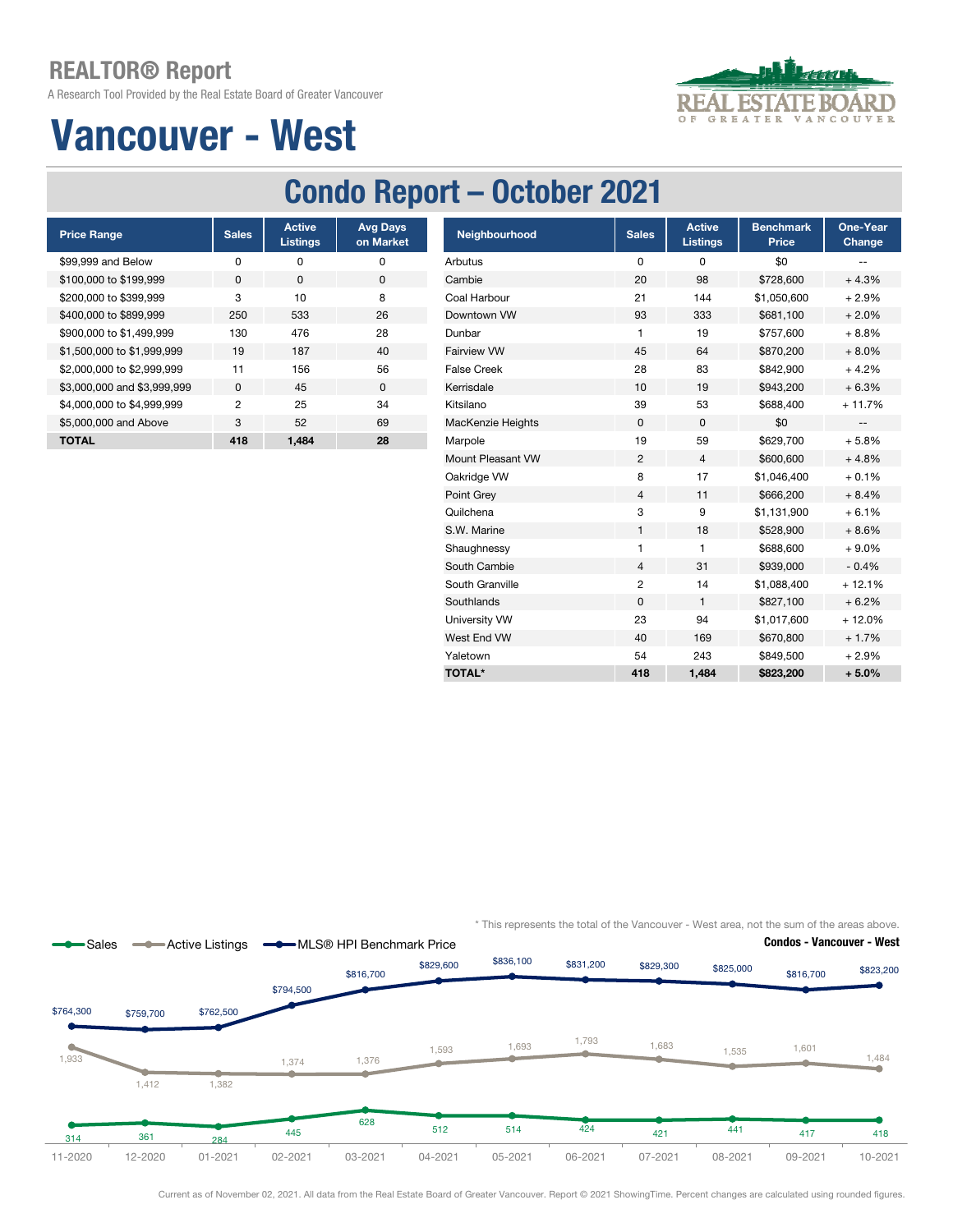# REALTOR® Report

A Research Tool Provided by the Real Estate Board of Greater Vancouver

# Vancouver - West

## Condo Report – October 2021

| Price Range | Sales | Active Listings | Avg Days on Market |
|---|---|---|---|
| $99,999 and Below | 0 | 0 | 0 |
| $100,000 to $199,999 | 0 | 0 | 0 |
| $200,000 to $399,999 | 3 | 10 | 8 |
| $400,000 to $899,999 | 250 | 533 | 26 |
| $900,000 to $1,499,999 | 130 | 476 | 28 |
| $1,500,000 to $1,999,999 | 19 | 187 | 40 |
| $2,000,000 to $2,999,999 | 11 | 156 | 56 |
| $3,000,000 and $3,999,999 | 0 | 45 | 0 |
| $4,000,000 to $4,999,999 | 2 | 25 | 34 |
| $5,000,000 and Above | 3 | 52 | 69 |
| **TOTAL** | **418** | **1,484** | **28** |

| Neighbourhood | Sales | Active Listings | Benchmark Price | One-Year Change |
|---|---|---|---|---|
| Arbutus | 0 | 0 | $0 | -- |
| Cambie | 20 | 98 | $728,600 | + 4.3% |
| Coal Harbour | 21 | 144 | $1,050,600 | + 2.9% |
| Downtown VW | 93 | 333 | $681,100 | + 2.0% |
| Dunbar | 1 | 19 | $757,600 | + 8.8% |
| Fairview VW | 45 | 64 | $870,200 | + 8.0% |
| False Creek | 28 | 83 | $842,900 | + 4.2% |
| Kerrisdale | 10 | 19 | $943,200 | + 6.3% |
| Kitsilano | 39 | 53 | $688,400 | + 11.7% |
| MacKenzie Heights | 0 | 0 | $0 | -- |
| Marpole | 19 | 59 | $629,700 | + 5.8% |
| Mount Pleasant VW | 2 | 4 | $600,600 | + 4.8% |
| Oakridge VW | 8 | 17 | $1,046,400 | + 0.1% |
| Point Grey | 4 | 11 | $666,200 | + 8.4% |
| Quilchena | 3 | 9 | $1,131,900 | + 6.1% |
| S.W. Marine | 1 | 18 | $528,900 | + 8.6% |
| Shaughnessy | 1 | 1 | $688,600 | + 9.0% |
| South Cambie | 4 | 31 | $939,000 | - 0.4% |
| South Granville | 2 | 14 | $1,088,400 | + 12.1% |
| Southlands | 0 | 1 | $827,100 | + 6.2% |
| University VW | 23 | 94 | $1,017,600 | + 12.0% |
| West End VW | 40 | 169 | $670,800 | + 1.7% |
| Yaletown | 54 | 243 | $849,500 | + 2.9% |
| **TOTAL*** | **418** | **1,484** | **$823,200** | **+ 5.0%** |

\* This represents the total of the Vancouver - West area, not the sum of the areas above.

**Condos - Vancouver - West**

| | 11-2020 | 12-2020 | 01-2021 | 02-2021 | 03-2021 | 04-2021 | 05-2021 | 06-2021 | 07-2021 | 08-2021 | 09-2021 | 10-2021 |
|---|---|---|---|---|---|---|---|---|---|---|---|---|
| Sales | 314 | 361 | 284 | 445 | 628 | 512 | 514 | 424 | 421 | 441 | 417 | 418 |
| Active Listings | 1,933 | 1,412 | 1,382 | 1,374 | 1,376 | 1,593 | 1,693 | 1,793 | 1,683 | 1,535 | 1,601 | 1,484 |
| MLS® HPI Benchmark Price | $764,300 | $759,700 | $762,500 | $794,500 | $816,700 | $829,600 | $836,100 | $831,200 | $829,300 | $825,000 | $816,700 | $823,200 |

Current as of November 02, 2021. All data from the Real Estate Board of Greater Vancouver. Report © 2021 ShowingTime. Percent changes are calculated using rounded figures.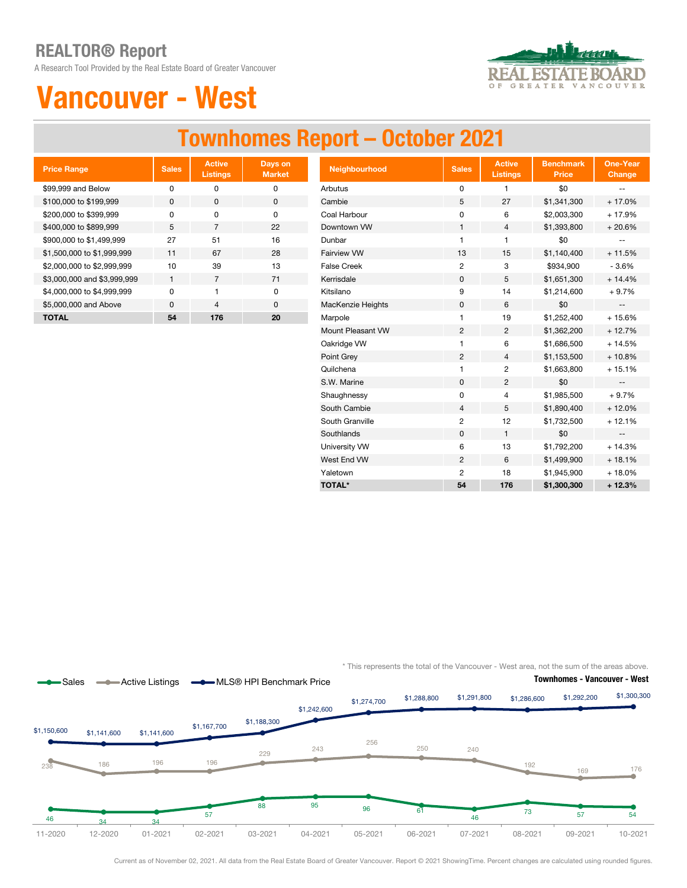# REALTOR® Report

A Research Tool Provided by the Real Estate Board of Greater Vancouver

# Vancouver - West

## Townhomes Report – October 2021

| Price Range | Sales | Active Listings | Days on Market |
|---|---|---|---|
| $99,999 and Below | 0 | 0 | 0 |
| $100,000 to $199,999 | 0 | 0 | 0 |
| $200,000 to $399,999 | 0 | 0 | 0 |
| $400,000 to $899,999 | 5 | 7 | 22 |
| $900,000 to $1,499,999 | 27 | 51 | 16 |
| $1,500,000 to $1,999,999 | 11 | 67 | 28 |
| $2,000,000 to $2,999,999 | 10 | 39 | 13 |
| $3,000,000 and $3,999,999 | 1 | 7 | 71 |
| $4,000,000 to $4,999,999 | 0 | 1 | 0 |
| $5,000,000 and Above | 0 | 4 | 0 |
| **TOTAL** | **54** | **176** | **20** |

| Neighbourhood | Sales | Active Listings | Benchmark Price | One-Year Change |
|---|---|---|---|---|
| Arbutus | 0 | 1 | $0 | -- |
| Cambie | 5 | 27 | $1,341,300 | + 17.0% |
| Coal Harbour | 0 | 6 | $2,003,300 | + 17.9% |
| Downtown VW | 1 | 4 | $1,393,800 | + 20.6% |
| Dunbar | 1 | 1 | $0 | -- |
| Fairview VW | 13 | 15 | $1,140,400 | + 11.5% |
| False Creek | 2 | 3 | $934,900 | - 3.6% |
| Kerrisdale | 0 | 5 | $1,651,300 | + 14.4% |
| Kitsilano | 9 | 14 | $1,214,600 | + 9.7% |
| MacKenzie Heights | 0 | 6 | $0 | -- |
| Marpole | 1 | 19 | $1,252,400 | + 15.6% |
| Mount Pleasant VW | 2 | 2 | $1,362,200 | + 12.7% |
| Oakridge VW | 1 | 6 | $1,686,500 | + 14.5% |
| Point Grey | 2 | 4 | $1,153,500 | + 10.8% |
| Quilchena | 1 | 2 | $1,663,800 | + 15.1% |
| S.W. Marine | 0 | 2 | $0 | -- |
| Shaughnessy | 0 | 4 | $1,985,500 | + 9.7% |
| South Cambie | 4 | 5 | $1,890,400 | + 12.0% |
| South Granville | 2 | 12 | $1,732,500 | + 12.1% |
| Southlands | 0 | 1 | $0 | -- |
| University VW | 6 | 13 | $1,792,200 | + 14.3% |
| West End VW | 2 | 6 | $1,499,900 | + 18.1% |
| Yaletown | 2 | 18 | $1,945,900 | + 18.0% |
| **TOTAL*** | **54** | **176** | **$1,300,300** | **+ 12.3%** |

\* This represents the total of the Vancouver - West area, not the sum of the areas above.

**Townhomes - Vancouver - West**

| Month | Sales | Active Listings | MLS® HPI Benchmark Price |
|---|---|---|---|
| 11-2020 | 46 | 238 | $1,150,600 |
| 12-2020 | 34 | 186 | $1,141,600 |
| 01-2021 | 34 | 196 | $1,141,600 |
| 02-2021 | 57 | 196 | $1,167,700 |
| 03-2021 | 88 | 229 | $1,188,300 |
| 04-2021 | 95 | 243 | $1,242,600 |
| 05-2021 | 96 | 256 | $1,274,700 |
| 06-2021 | 61 | 250 | $1,288,800 |
| 07-2021 | 46 | 240 | $1,291,800 |
| 08-2021 | 73 | 192 | $1,286,600 |
| 09-2021 | 57 | 169 | $1,292,200 |
| 10-2021 | 54 | 176 | $1,300,300 |

Current as of November 02, 2021. All data from the Real Estate Board of Greater Vancouver. Report © 2021 ShowingTime. Percent changes are calculated using rounded figures.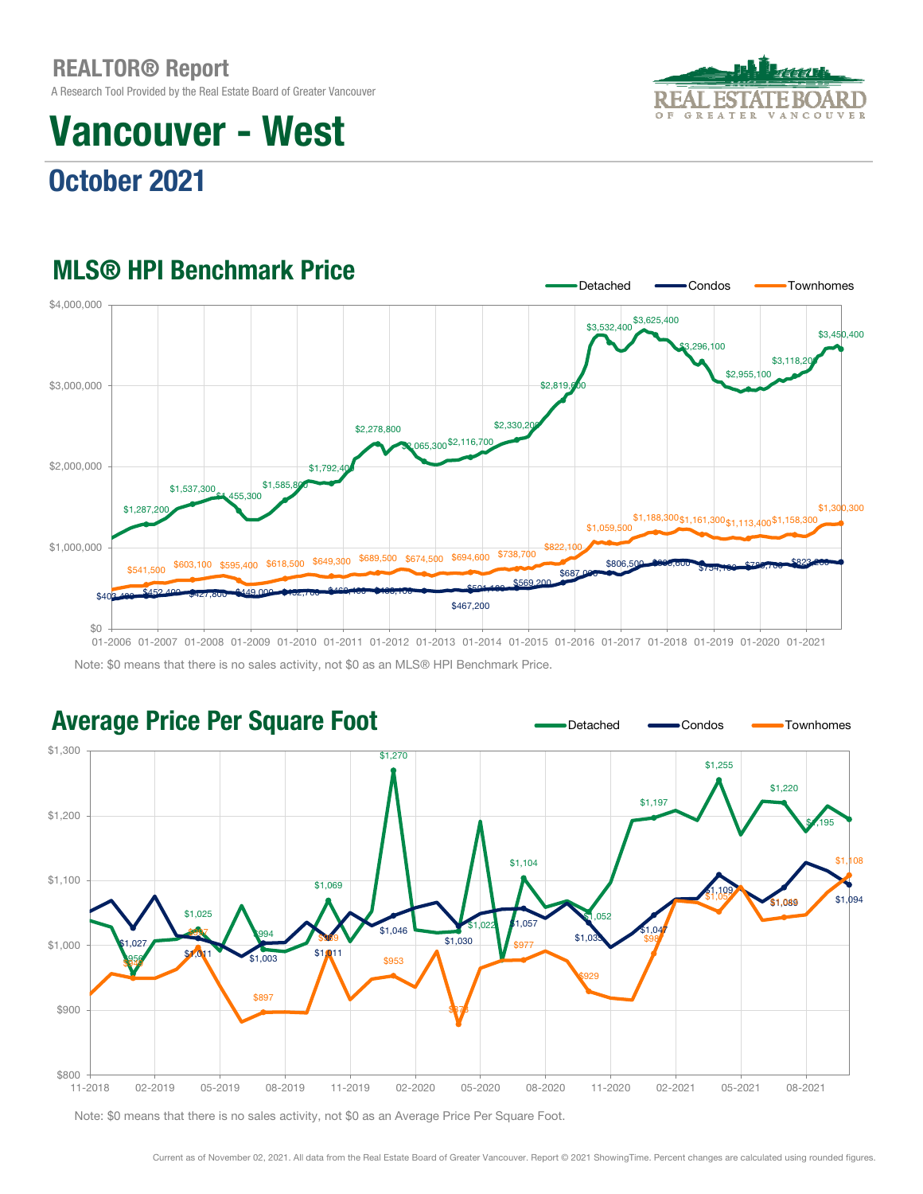REALTOR® Report

A Research Tool Provided by the Real Estate Board of Greater Vancouver

# Vancouver - West

## October 2021

## MLS® HPI Benchmark Price

Detached
Condos
Townhomes

$4,000,000
$3,000,000
$2,000,000
$1,000,000
$0

01-2006 01-2007 01-2008 01-2009 01-2010 01-2011 01-2012 01-2013 01-2014 01-2015 01-2016 01-2017 01-2018 01-2019 01-2020 01-2021

$1,287,200
$1,537,300
$1,455,300
$1,585,800
$1,792,400
$2,278,800
$2,065,300
$2,116,700
$2,330,200
$2,819,600
$3,532,400
$3,625,400
$3,296,100
$2,955,100
$3,118,200
$3,450,400

$541,500
$603,100
$595,400
$618,500
$649,300
$689,500
$674,500
$694,600
$738,700
$822,100
$1,059,500
$1,188,300
$1,161,300
$1,113,400
$1,158,300
$1,300,300

$403,400
$452,400
$427,800
$449,000
$467,200
$501,100
$569,200
$687,000
$806,500
$754,100
$823,200

Note: $0 means that there is no sales activity, not $0 as an MLS® HPI Benchmark Price.

## Average Price Per Square Foot

Detached
Condos
Townhomes

$1,300
$1,200
$1,100
$1,000
$900
$800

11-2018 02-2019 05-2019 08-2019 11-2019 02-2020 05-2020 08-2020 11-2020 02-2021 05-2021 08-2021

$1,270
$1,255
$1,220
$1,197
$1,195
$1,104
$1,069
$1,025
$1,022
$1,052
$994
$956

$1,108
$1,094
$1,109
$1,089
$1,057
$1,047
$1,046
$1,035
$1,030
$1,027
$1,011
$1,011
$1,003

$977
$953
$929
$897
$878

Note: $0 means that there is no sales activity, not $0 as an Average Price Per Square Foot.

Current as of November 02, 2021. All data from the Real Estate Board of Greater Vancouver. Report © 2021 ShowingTime. Percent changes are calculated using rounded figures.